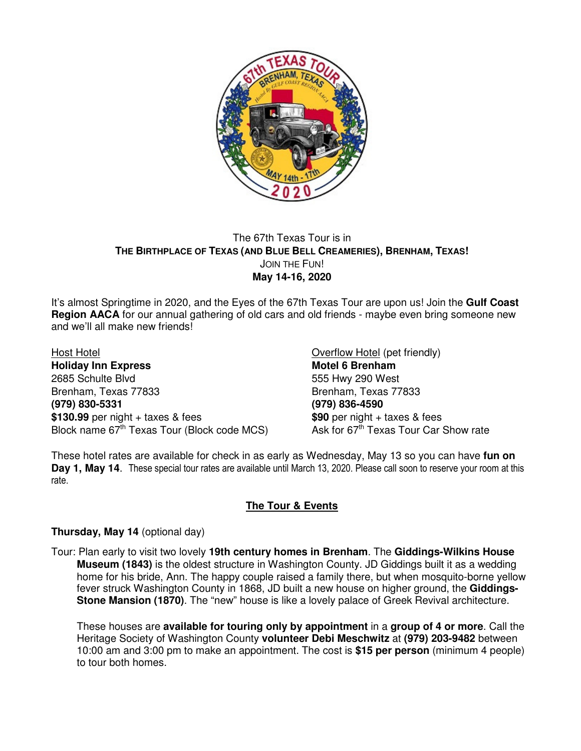The 67th Texas Tour is in

**THE BIRTHPLACE OF TEXAS (AND BLUE BELL CREAMERIES), BRENHAM, TEXAS!**

JOIN THE FUN!

**May 14-16, 2020**

It's almost Springtime in 2020, and the Eyes of the 67th Texas Tour are upon us! Join the **Gulf Coast Region AACA** for our annual gathering of old cars and old friends - maybe even bring someone new and we'll all make new friends!

Host Hotel
**Holiday Inn Express**
2685 Schulte Blvd
Brenham, Texas 77833
**(979) 830-5331**
**$130.99** per night + taxes & fees
Block name 67th Texas Tour (Block code MCS)

Overflow Hotel (pet friendly)
**Motel 6 Brenham**
555 Hwy 290 West
Brenham, Texas 77833
**(979) 836-4590**
**$90** per night + taxes & fees
Ask for 67th Texas Tour Car Show rate

These hotel rates are available for check in as early as Wednesday, May 13 so you can have **fun on Day 1, May 14**. These special tour rates are available until March 13, 2020. Please call soon to reserve your room at this rate.

## The Tour & Events

**Thursday, May 14** (optional day)

Tour: Plan early to visit two lovely **19th century homes in Brenham**. The **Giddings-Wilkins House Museum (1843)** is the oldest structure in Washington County. JD Giddings built it as a wedding home for his bride, Ann. The happy couple raised a family there, but when mosquito-borne yellow fever struck Washington County in 1868, JD built a new house on higher ground, the **Giddings-Stone Mansion (1870)**. The "new" house is like a lovely palace of Greek Revival architecture.

These houses are **available for touring only by appointment** in a **group of 4 or more**. Call the Heritage Society of Washington County **volunteer Debi Meschwitz** at **(979) 203-9482** between 10:00 am and 3:00 pm to make an appointment. The cost is **$15 per person** (minimum 4 people) to tour both homes.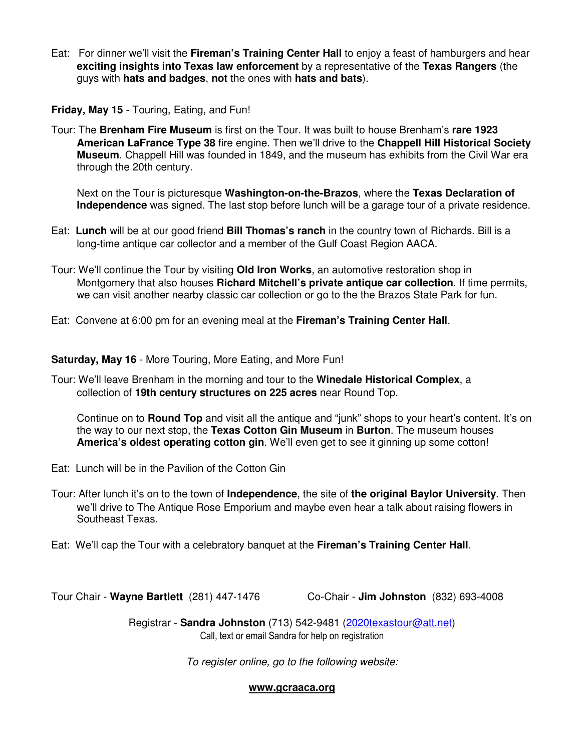Eat: For dinner we'll visit the **Fireman's Training Center Hall** to enjoy a feast of hamburgers and hear **exciting insights into Texas law enforcement** by a representative of the **Texas Rangers** (the guys with **hats and badges**, **not** the ones with **hats and bats**).

**Friday, May 15** - Touring, Eating, and Fun!

Tour: The **Brenham Fire Museum** is first on the Tour. It was built to house Brenham's **rare 1923 American LaFrance Type 38** fire engine. Then we'll drive to the **Chappell Hill Historical Society Museum**. Chappell Hill was founded in 1849, and the museum has exhibits from the Civil War era through the 20th century.

Next on the Tour is picturesque **Washington-on-the-Brazos**, where the **Texas Declaration of Independence** was signed. The last stop before lunch will be a garage tour of a private residence.

Eat: **Lunch** will be at our good friend **Bill Thomas's ranch** in the country town of Richards. Bill is a long-time antique car collector and a member of the Gulf Coast Region AACA.

Tour: We'll continue the Tour by visiting **Old Iron Works**, an automotive restoration shop in Montgomery that also houses **Richard Mitchell's private antique car collection**. If time permits, we can visit another nearby classic car collection or go to the the Brazos State Park for fun.

Eat: Convene at 6:00 pm for an evening meal at the **Fireman's Training Center Hall**.

**Saturday, May 16** - More Touring, More Eating, and More Fun!

Tour: We'll leave Brenham in the morning and tour to the **Winedale Historical Complex**, a collection of **19th century structures on 225 acres** near Round Top.

Continue on to **Round Top** and visit all the antique and "junk" shops to your heart's content. It's on the way to our next stop, the **Texas Cotton Gin Museum** in **Burton**. The museum houses **America's oldest operating cotton gin**. We'll even get to see it ginning up some cotton!

Eat: Lunch will be in the Pavilion of the Cotton Gin

Tour: After lunch it's on to the town of **Independence**, the site of **the original Baylor University**. Then we'll drive to The Antique Rose Emporium and maybe even hear a talk about raising flowers in Southeast Texas.

Eat: We'll cap the Tour with a celebratory banquet at the **Fireman's Training Center Hall**.

Tour Chair - **Wayne Bartlett** (281) 447-1476    Co-Chair - **Jim Johnston** (832) 693-4008

Registrar - **Sandra Johnston** (713) 542-9481 (2020texastour@att.net)
Call, text or email Sandra for help on registration

*To register online, go to the following website:*

**www.gcraaca.org**